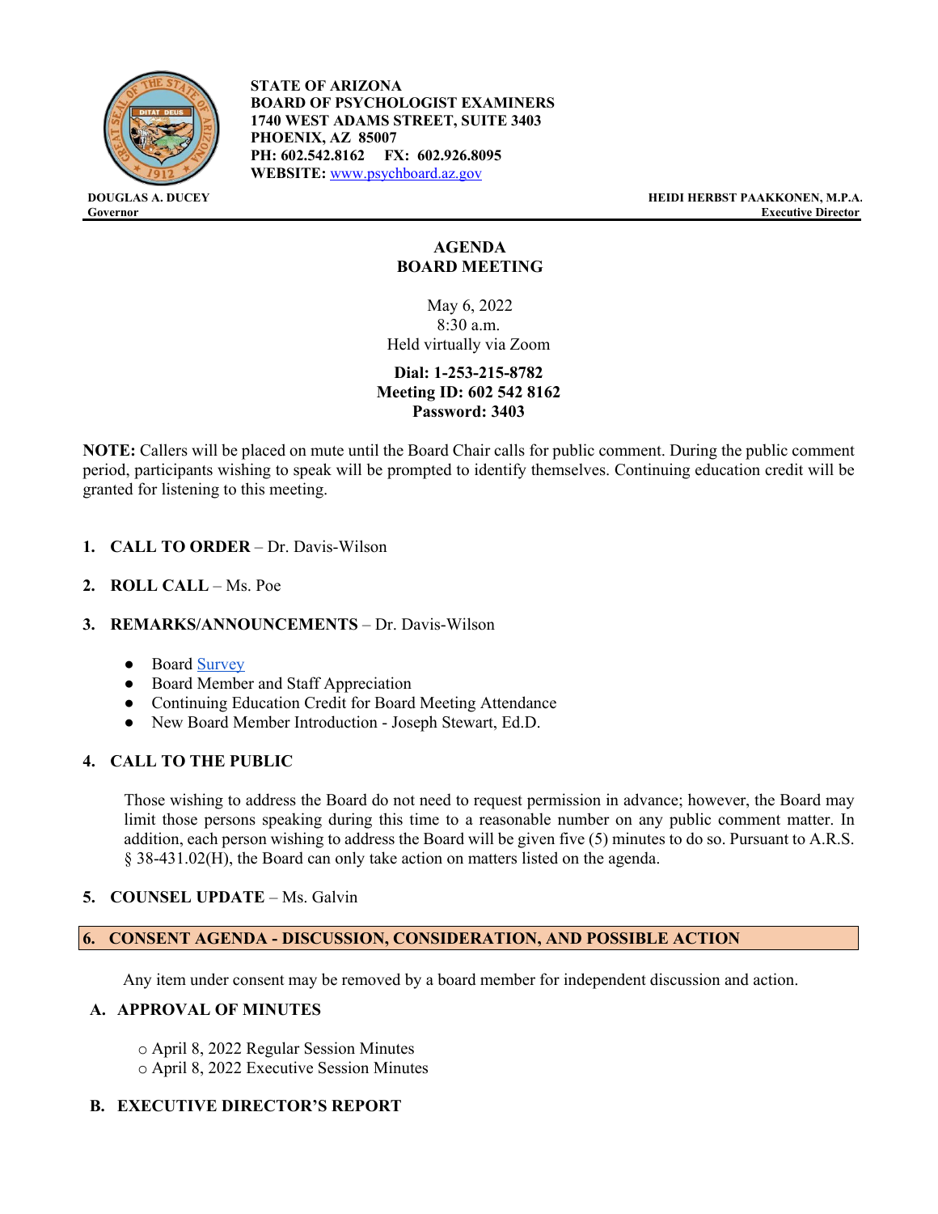**STATE OF ARIZONA**
**BOARD OF PSYCHOLOGIST EXAMINERS**
**1740 WEST ADAMS STREET, SUITE 3403**
**PHOENIX, AZ 85007**
**PH: 602.542.8162 FX: 602.926.8095**
**WEBSITE:** [www.psychboard.az.gov](http://www.psychboard.az.gov)

**DOUGLAS A. DUCEY**
**Governor**

**HEIDI HERBST PAAKKONEN, M.P.A.**
**Executive Director**

---

# AGENDA
# BOARD MEETING

May 6, 2022
8:30 a.m.
Held virtually via Zoom

**Dial: 1-253-215-8782**
**Meeting ID: 602 542 8162**
**Password: 3403**

**NOTE:** Callers will be placed on mute until the Board Chair calls for public comment. During the public comment period, participants wishing to speak will be prompted to identify themselves. Continuing education credit will be granted for listening to this meeting.

1. **CALL TO ORDER** – Dr. Davis-Wilson

2. **ROLL CALL** – Ms. Poe

3. **REMARKS/ANNOUNCEMENTS** – Dr. Davis-Wilson

   - Board Survey
   - Board Member and Staff Appreciation
   - Continuing Education Credit for Board Meeting Attendance
   - New Board Member Introduction - Joseph Stewart, Ed.D.

4. **CALL TO THE PUBLIC**

   Those wishing to address the Board do not need to request permission in advance; however, the Board may limit those persons speaking during this time to a reasonable number on any public comment matter. In addition, each person wishing to address the Board will be given five (5) minutes to do so. Pursuant to A.R.S. § 38-431.02(H), the Board can only take action on matters listed on the agenda.

5. **COUNSEL UPDATE** – Ms. Galvin

6. **CONSENT AGENDA - DISCUSSION, CONSIDERATION, AND POSSIBLE ACTION**

   Any item under consent may be removed by a board member for independent discussion and action.

   **A. APPROVAL OF MINUTES**

   - April 8, 2022 Regular Session Minutes
   - April 8, 2022 Executive Session Minutes

   **B. EXECUTIVE DIRECTOR'S REPORT**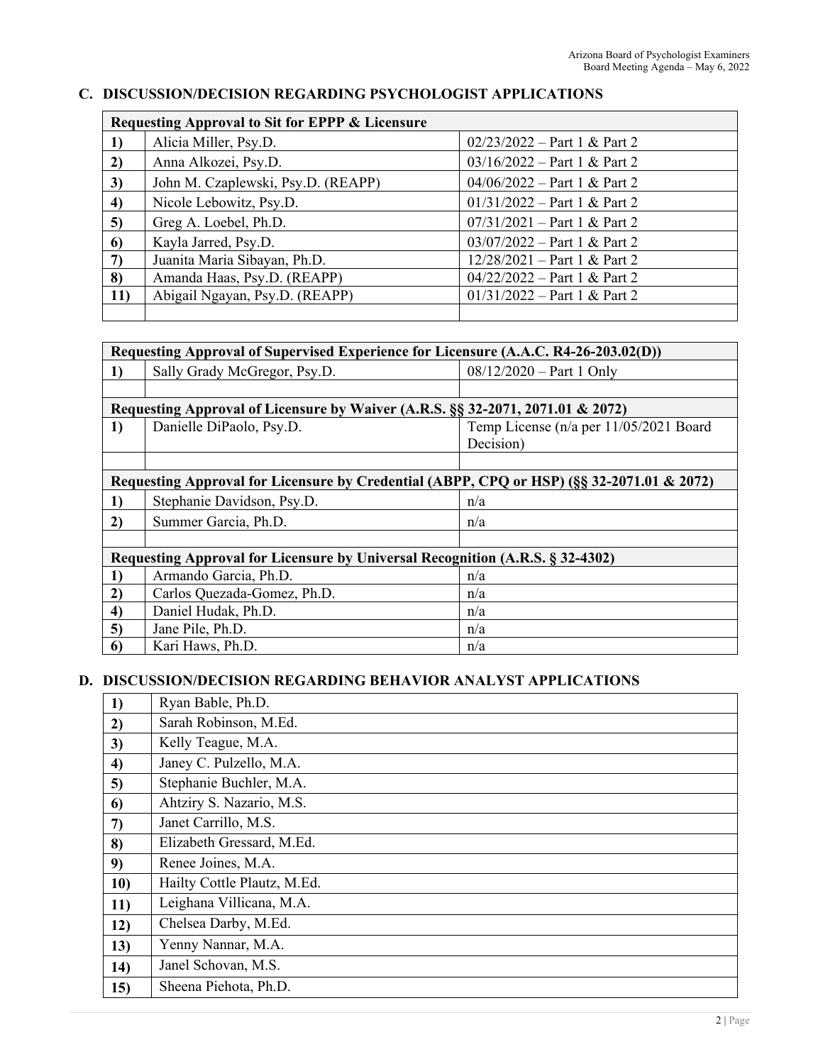## C. DISCUSSION/DECISION REGARDING PSYCHOLOGIST APPLICATIONS

| Requesting Approval to Sit for EPPP & Licensure | | |
|---|---|---|
| **1)** | Alicia Miller, Psy.D. | 02/23/2022 – Part 1 & Part 2 |
| **2)** | Anna Alkozei, Psy.D. | 03/16/2022 – Part 1 & Part 2 |
| **3)** | John M. Czaplewski, Psy.D. (REAPP) | 04/06/2022 – Part 1 & Part 2 |
| **4)** | Nicole Lebowitz, Psy.D. | 01/31/2022 – Part 1 & Part 2 |
| **5)** | Greg A. Loebel, Ph.D. | 07/31/2021 – Part 1 & Part 2 |
| **6)** | Kayla Jarred, Psy.D. | 03/07/2022 – Part 1 & Part 2 |
| **7)** | Juanita Maria Sibayan, Ph.D. | 12/28/2021 – Part 1 & Part 2 |
| **8)** | Amanda Haas, Psy.D. (REAPP) | 04/22/2022 – Part 1 & Part 2 |
| **11)** | Abigail Ngayan, Psy.D. (REAPP) | 01/31/2022 – Part 1 & Part 2 |
| | | |

| Requesting Approval of Supervised Experience for Licensure (A.A.C. R4-26-203.02(D)) | | |
|---|---|---|
| **1)** | Sally Grady McGregor, Psy.D. | 08/12/2020 – Part 1 Only |
| | | |
| **Requesting Approval of Licensure by Waiver (A.R.S. §§ 32-2071, 2071.01 & 2072)** | | |
| **1)** | Danielle DiPaolo, Psy.D. | Temp License (n/a per 11/05/2021 Board Decision) |
| | | |
| **Requesting Approval for Licensure by Credential (ABPP, CPQ or HSP) (§§ 32-2071.01 & 2072)** | | |
| **1)** | Stephanie Davidson, Psy.D. | n/a |
| **2)** | Summer Garcia, Ph.D. | n/a |
| | | |
| **Requesting Approval for Licensure by Universal Recognition (A.R.S. § 32-4302)** | | |
| **1)** | Armando Garcia, Ph.D. | n/a |
| **2)** | Carlos Quezada-Gomez, Ph.D. | n/a |
| **4)** | Daniel Hudak, Ph.D. | n/a |
| **5)** | Jane Pile, Ph.D. | n/a |
| **6)** | Kari Haws, Ph.D. | n/a |

## D. DISCUSSION/DECISION REGARDING BEHAVIOR ANALYST APPLICATIONS

| | |
|---|---|
| **1)** | Ryan Bable, Ph.D. |
| **2)** | Sarah Robinson, M.Ed. |
| **3)** | Kelly Teague, M.A. |
| **4)** | Janey C. Pulzello, M.A. |
| **5)** | Stephanie Buchler, M.A. |
| **6)** | Ahtziry S. Nazario, M.S. |
| **7)** | Janet Carrillo, M.S. |
| **8)** | Elizabeth Gressard, M.Ed. |
| **9)** | Renee Joines, M.A. |
| **10)** | Hailty Cottle Plautz, M.Ed. |
| **11)** | Leighana Villicana, M.A. |
| **12)** | Chelsea Darby, M.Ed. |
| **13)** | Yenny Nannar, M.A. |
| **14)** | Janel Schovan, M.S. |
| **15)** | Sheena Piehota, Ph.D. |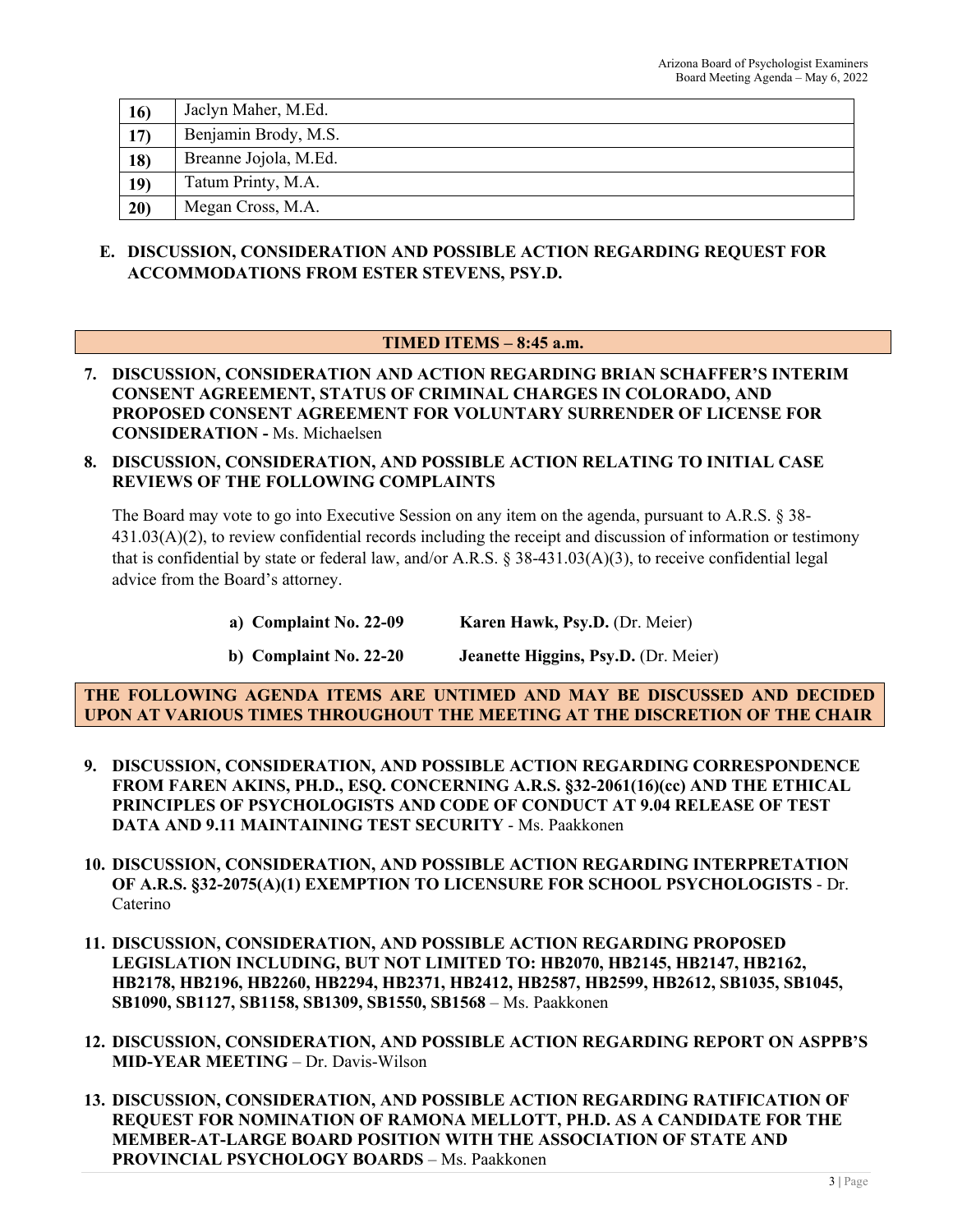| | |
|---|---|
| **16)** | Jaclyn Maher, M.Ed. |
| **17)** | Benjamin Brody, M.S. |
| **18)** | Breanne Jojola, M.Ed. |
| **19)** | Tatum Printy, M.A. |
| **20)** | Megan Cross, M.A. |

**E. DISCUSSION, CONSIDERATION AND POSSIBLE ACTION REGARDING REQUEST FOR ACCOMMODATIONS FROM ESTER STEVENS, PSY.D.**

**TIMED ITEMS – 8:45 a.m.**

**7. DISCUSSION, CONSIDERATION AND ACTION REGARDING BRIAN SCHAFFER'S INTERIM CONSENT AGREEMENT, STATUS OF CRIMINAL CHARGES IN COLORADO, AND PROPOSED CONSENT AGREEMENT FOR VOLUNTARY SURRENDER OF LICENSE FOR CONSIDERATION -** Ms. Michaelsen

**8. DISCUSSION, CONSIDERATION, AND POSSIBLE ACTION RELATING TO INITIAL CASE REVIEWS OF THE FOLLOWING COMPLAINTS**

The Board may vote to go into Executive Session on any item on the agenda, pursuant to A.R.S. § 38-431.03(A)(2), to review confidential records including the receipt and discussion of information or testimony that is confidential by state or federal law, and/or A.R.S. § 38-431.03(A)(3), to receive confidential legal advice from the Board's attorney.

**a) Complaint No. 22-09** **Karen Hawk, Psy.D.** (Dr. Meier)

**b) Complaint No. 22-20** **Jeanette Higgins, Psy.D.** (Dr. Meier)

**THE FOLLOWING AGENDA ITEMS ARE UNTIMED AND MAY BE DISCUSSED AND DECIDED UPON AT VARIOUS TIMES THROUGHOUT THE MEETING AT THE DISCRETION OF THE CHAIR**

**9. DISCUSSION, CONSIDERATION, AND POSSIBLE ACTION REGARDING CORRESPONDENCE FROM FAREN AKINS, PH.D., ESQ. CONCERNING A.R.S. §32-2061(16)(cc) AND THE ETHICAL PRINCIPLES OF PSYCHOLOGISTS AND CODE OF CONDUCT AT 9.04 RELEASE OF TEST DATA AND 9.11 MAINTAINING TEST SECURITY** - Ms. Paakkonen

**10. DISCUSSION, CONSIDERATION, AND POSSIBLE ACTION REGARDING INTERPRETATION OF A.R.S. §32-2075(A)(1) EXEMPTION TO LICENSURE FOR SCHOOL PSYCHOLOGISTS** - Dr. Caterino

**11. DISCUSSION, CONSIDERATION, AND POSSIBLE ACTION REGARDING PROPOSED LEGISLATION INCLUDING, BUT NOT LIMITED TO: HB2070, HB2145, HB2147, HB2162, HB2178, HB2196, HB2260, HB2294, HB2371, HB2412, HB2587, HB2599, HB2612, SB1035, SB1045, SB1090, SB1127, SB1158, SB1309, SB1550, SB1568** – Ms. Paakkonen

**12. DISCUSSION, CONSIDERATION, AND POSSIBLE ACTION REGARDING REPORT ON ASPPB'S MID-YEAR MEETING** – Dr. Davis-Wilson

**13. DISCUSSION, CONSIDERATION, AND POSSIBLE ACTION REGARDING RATIFICATION OF REQUEST FOR NOMINATION OF RAMONA MELLOTT, PH.D. AS A CANDIDATE FOR THE MEMBER-AT-LARGE BOARD POSITION WITH THE ASSOCIATION OF STATE AND PROVINCIAL PSYCHOLOGY BOARDS** – Ms. Paakkonen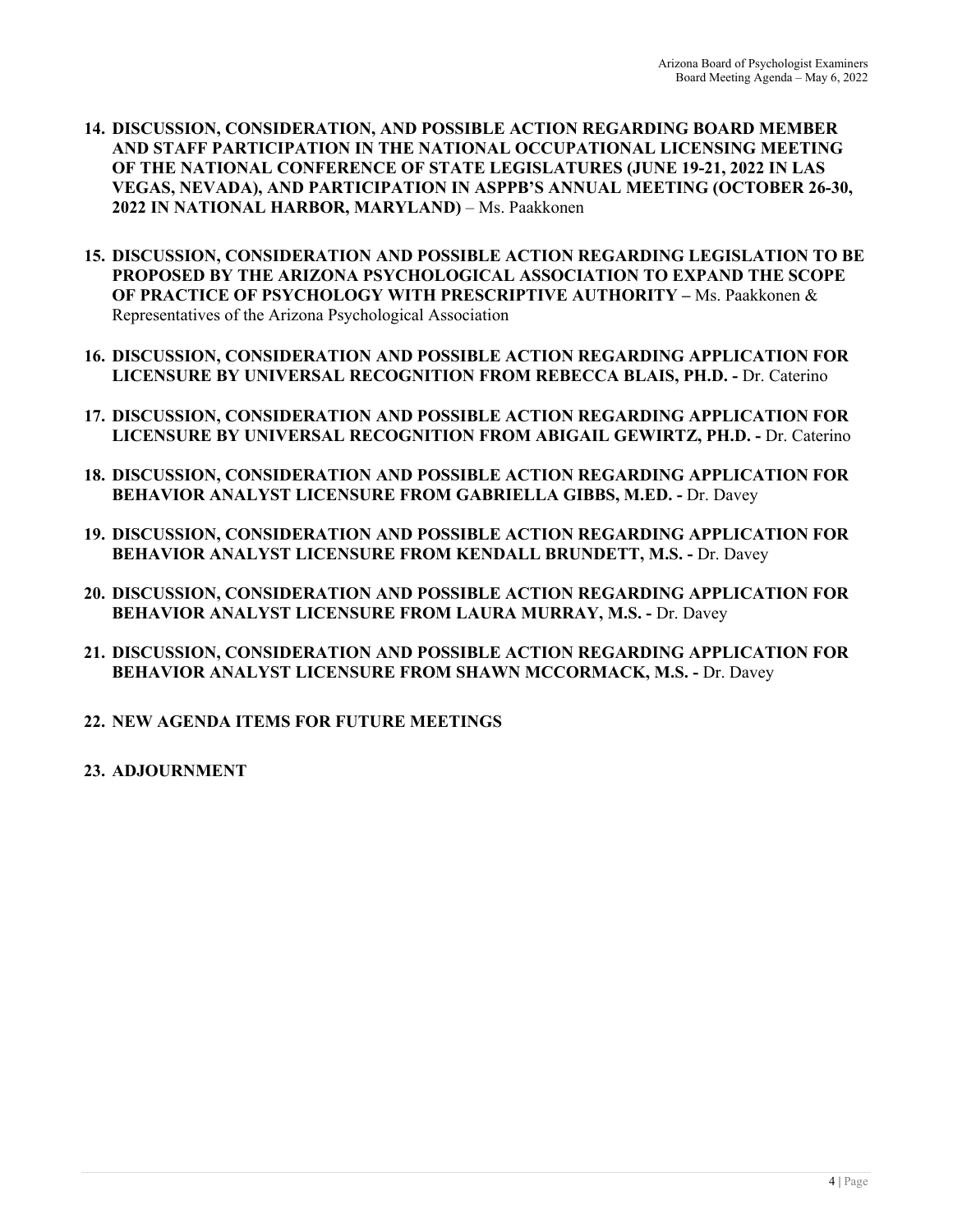14. **DISCUSSION, CONSIDERATION, AND POSSIBLE ACTION REGARDING BOARD MEMBER AND STAFF PARTICIPATION IN THE NATIONAL OCCUPATIONAL LICENSING MEETING OF THE NATIONAL CONFERENCE OF STATE LEGISLATURES (JUNE 19-21, 2022 IN LAS VEGAS, NEVADA), AND PARTICIPATION IN ASPPB'S ANNUAL MEETING (OCTOBER 26-30, 2022 IN NATIONAL HARBOR, MARYLAND)** – Ms. Paakkonen

15. **DISCUSSION, CONSIDERATION AND POSSIBLE ACTION REGARDING LEGISLATION TO BE PROPOSED BY THE ARIZONA PSYCHOLOGICAL ASSOCIATION TO EXPAND THE SCOPE OF PRACTICE OF PSYCHOLOGY WITH PRESCRIPTIVE AUTHORITY –** Ms. Paakkonen & Representatives of the Arizona Psychological Association

16. **DISCUSSION, CONSIDERATION AND POSSIBLE ACTION REGARDING APPLICATION FOR LICENSURE BY UNIVERSAL RECOGNITION FROM REBECCA BLAIS, PH.D. -** Dr. Caterino

17. **DISCUSSION, CONSIDERATION AND POSSIBLE ACTION REGARDING APPLICATION FOR LICENSURE BY UNIVERSAL RECOGNITION FROM ABIGAIL GEWIRTZ, PH.D. -** Dr. Caterino

18. **DISCUSSION, CONSIDERATION AND POSSIBLE ACTION REGARDING APPLICATION FOR BEHAVIOR ANALYST LICENSURE FROM GABRIELLA GIBBS, M.ED. -** Dr. Davey

19. **DISCUSSION, CONSIDERATION AND POSSIBLE ACTION REGARDING APPLICATION FOR BEHAVIOR ANALYST LICENSURE FROM KENDALL BRUNDETT, M.S. -** Dr. Davey

20. **DISCUSSION, CONSIDERATION AND POSSIBLE ACTION REGARDING APPLICATION FOR BEHAVIOR ANALYST LICENSURE FROM LAURA MURRAY, M.S. -** Dr. Davey

21. **DISCUSSION, CONSIDERATION AND POSSIBLE ACTION REGARDING APPLICATION FOR BEHAVIOR ANALYST LICENSURE FROM SHAWN MCCORMACK, M.S. -** Dr. Davey

22. **NEW AGENDA ITEMS FOR FUTURE MEETINGS**

23. **ADJOURNMENT**